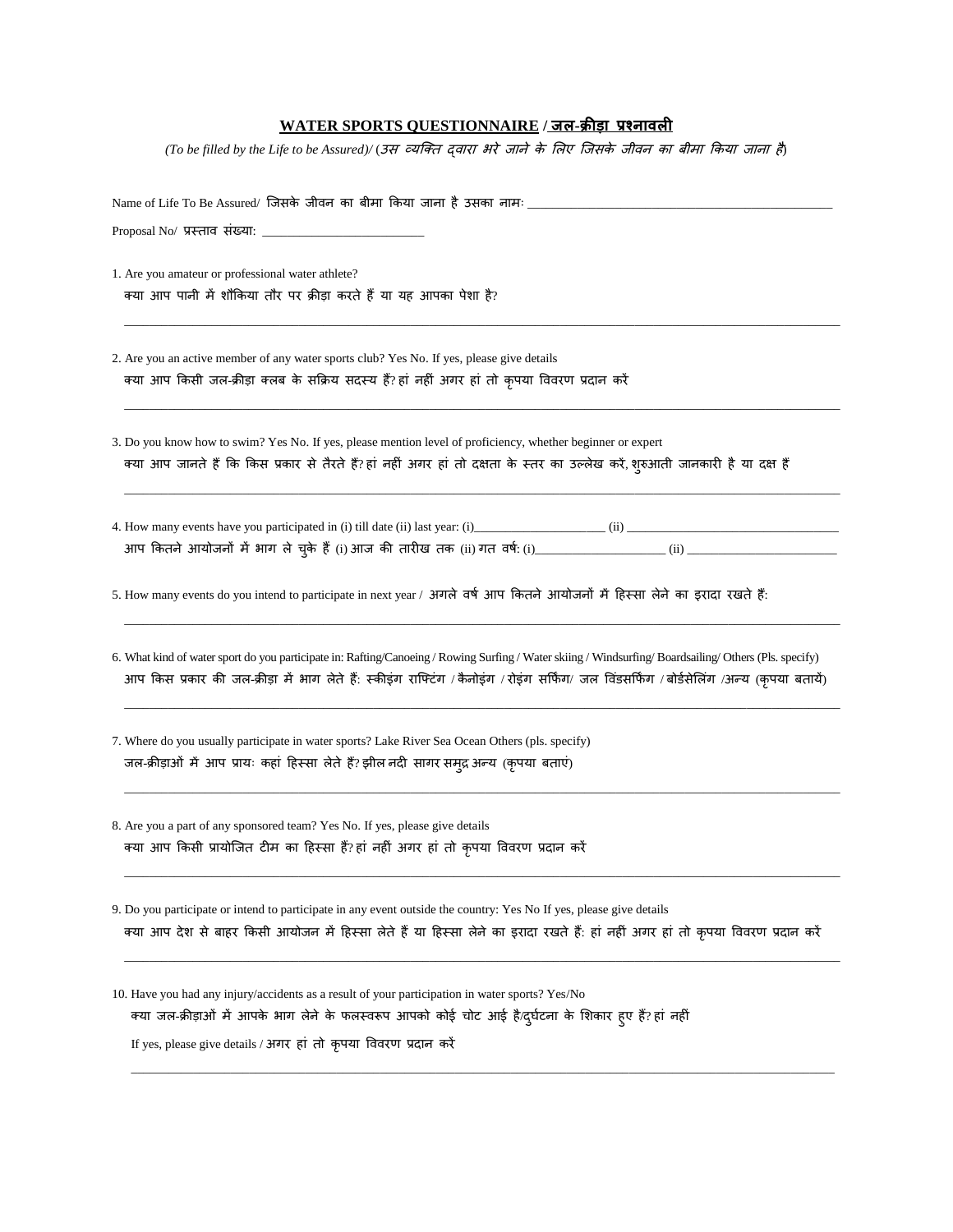# WATER SPORTS QUESTIONNAIRE / जल-क्रीड़ा प्रश्नावली

*(To be filled by the Life to be Assured)/ (उस व्यक्ति द्वारा भरे जाने के लिए जिसके जीवन का बीमा किया जाना है)*

Name of Life To Be Assured/ जिसके जीवन का बीमा किया जाना है उसका नामः ________________________________________________

Proposal No/ प्रस्ताव संख्या: _________________________

1. Are you amateur or professional water athlete?
   क्या आप पानी में शौकिया तौर पर क्रीड़ा करते हैं या यह आपका पेशा है?

   ____________________________________________________________________________________________________

2. Are you an active member of any water sports club? Yes No. If yes, please give details
   क्या आप किसी जल-क्रीड़ा क्लब के सक्रिय सदस्य हैं? हां नहीं अगर हां तो कृपया विवरण प्रदान करें

   ____________________________________________________________________________________________________

3. Do you know how to swim? Yes No. If yes, please mention level of proficiency, whether beginner or expert
   क्या आप जानते हैं कि किस प्रकार से तैरते हैं? हां नहीं अगर हां तो दक्षता के स्तर का उल्लेख करें, शुरुआती जानकारी है या दक्ष हैं

   ____________________________________________________________________________________________________

4. How many events have you participated in (i) till date (ii) last year: (i)_____________________ (ii) __________________________________
   आप कितने आयोजनों में भाग ले चुके हैं (i) आज की तारीख तक (ii) गत वर्ष: (i)_____________________ (ii) ________________________

5. How many events do you intend to participate in next year / अगले वर्ष आप कितने आयोजनों में हिस्सा लेने का इरादा रखते हैं:

   ____________________________________________________________________________________________________

6. What kind of water sport do you participate in: Rafting/Canoeing / Rowing Surfing / Water skiing / Windsurfing/ Boardsailing/ Others (Pls. specify)
   आप किस प्रकार की जल-क्रीड़ा में भाग लेते हैं: स्कीइंग राफ्टिंग / कैनोइंग / रोइंग सर्फिंग/ जल विंडसर्फिंग / बोर्डसेलिंग /अन्य (कृपया बतायें)

   ____________________________________________________________________________________________________

7. Where do you usually participate in water sports? Lake River Sea Ocean Others (pls. specify)
   जल-क्रीड़ाओं में आप प्रायः कहां हिस्सा लेते हैं? झील नदी सागर समुद्र अन्य (कृपया बताएं)

   ____________________________________________________________________________________________________

8. Are you a part of any sponsored team? Yes No. If yes, please give details
   क्या आप किसी प्रायोजित टीम का हिस्सा हैं? हां नहीं अगर हां तो कृपया विवरण प्रदान करें

   ____________________________________________________________________________________________________

9. Do you participate or intend to participate in any event outside the country: Yes No If yes, please give details
   क्या आप देश से बाहर किसी आयोजन में हिस्सा लेते हैं या हिस्सा लेने का इरादा रखते हैं: हां नहीं अगर हां तो कृपया विवरण प्रदान करें

   ____________________________________________________________________________________________________

10. Have you had any injury/accidents as a result of your participation in water sports? Yes/No
    क्या जल-क्रीड़ाओं में आपके भाग लेने के फलस्वरूप आपको कोई चोट आई है/दुर्घटना के शिकार हुए हैं? हां नहीं

    If yes, please give details / अगर हां तो कृपया विवरण प्रदान करें

    ____________________________________________________________________________________________________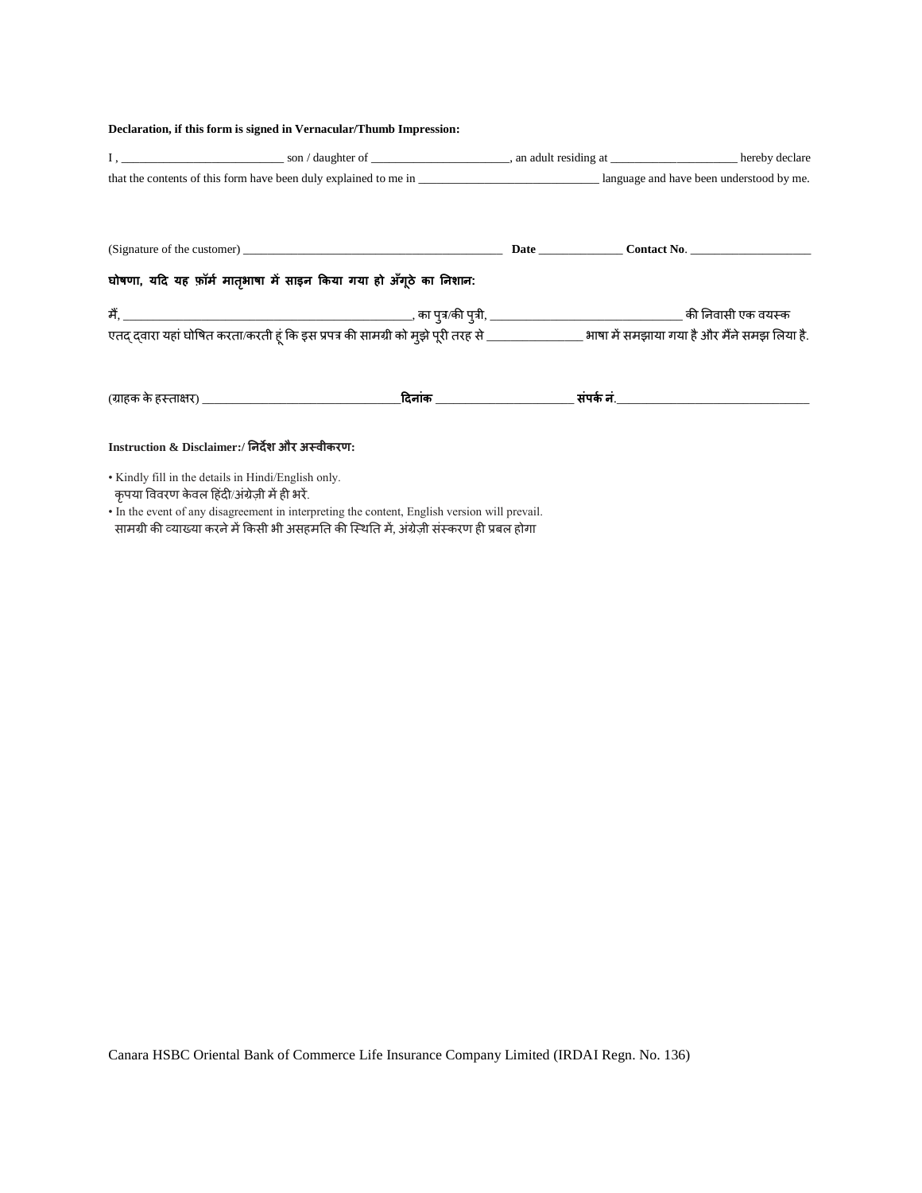**Declaration, if this form is signed in Vernacular/Thumb Impression:**

I , ___________________________ son / daughter of _______________________, an adult residing at _____________________ hereby declare that the contents of this form have been duly explained to me in ______________________________ language and have been understood by me.

(Signature of the customer) ___________________________________________ **Date** ______________ **Contact No**. ____________________

**घोषणा, यदि यह फ़ॉर्म मातृभाषा में साइन किया गया हो अँगूठे का निशान:**

मैं, ________________________________________________, का पुत्र/की पुत्री, _______________________________ की निवासी एक वयस्क एतद् द्वारा यहां घोषित करता/करती हूं कि इस प्रपत्र की सामग्री को मुझे पूरी तरह से _______________ भाषा में समझाया गया है और मैंने समझ लिया है.

(ग्राहक के हस्ताक्षर) _________________________________**दिनांक** ______________________ **संपर्क नं**._______________________________

**Instruction & Disclaimer:/ निर्देश और अस्वीकरण:**

- Kindly fill in the details in Hindi/English only.
  कृपया विवरण केवल हिंदी/अंग्रेज़ी में ही भरें.
- In the event of any disagreement in interpreting the content, English version will prevail.
  सामग्री की व्याख्या करने में किसी भी असहमति की स्थिति में, अंग्रेज़ी संस्करण ही प्रबल होगा

Canara HSBC Oriental Bank of Commerce Life Insurance Company Limited (IRDAI Regn. No. 136)